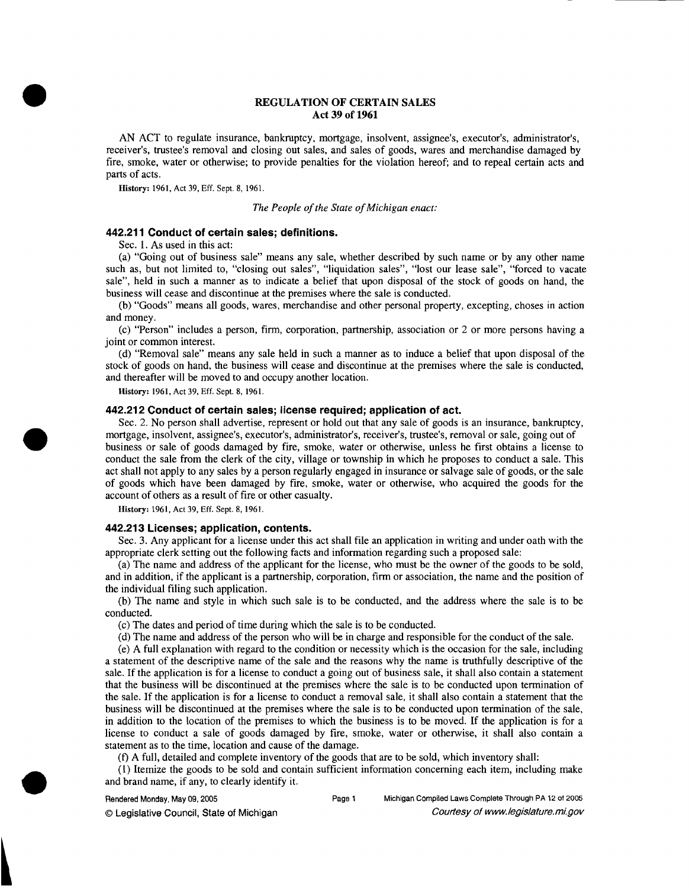# REGULATION OF CERTAIN SALES
## Act 39 of 1961

AN ACT to regulate insurance, bankruptcy, mortgage, insolvent, assignee's, executor's, administrator's, receiver's, trustee's removal and closing out sales, and sales of goods, wares and merchandise damaged by fire, smoke, water or otherwise; to provide penalties for the violation hereof; and to repeal certain acts and parts of acts.

**History:** 1961, Act 39, Eff. Sept. 8, 1961.

*The People of the State of Michigan enact:*

### 442.211 Conduct of certain sales; definitions.

Sec. 1. As used in this act:

(a) "Going out of business sale" means any sale, whether described by such name or by any other name such as, but not limited to, "closing out sales", "liquidation sales", "lost our lease sale", "forced to vacate sale", held in such a manner as to indicate a belief that upon disposal of the stock of goods on hand, the business will cease and discontinue at the premises where the sale is conducted.

(b) "Goods" means all goods, wares, merchandise and other personal property, excepting, choses in action and money.

(c) "Person" includes a person, firm, corporation, partnership, association or 2 or more persons having a joint or common interest.

(d) "Removal sale" means any sale held in such a manner as to induce a belief that upon disposal of the stock of goods on hand, the business will cease and discontinue at the premises where the sale is conducted, and thereafter will be moved to and occupy another location.

**History:** 1961, Act 39, Eff. Sept. 8, 1961.

### 442.212 Conduct of certain sales; license required; application of act.

Sec. 2. No person shall advertise, represent or hold out that any sale of goods is an insurance, bankruptcy, mortgage, insolvent, assignee's, executor's, administrator's, receiver's, trustee's, removal or sale, going out of business or sale of goods damaged by fire, smoke, water or otherwise, unless he first obtains a license to conduct the sale from the clerk of the city, village or township in which he proposes to conduct a sale. This act shall not apply to any sales by a person regularly engaged in insurance or salvage sale of goods, or the sale of goods which have been damaged by fire, smoke, water or otherwise, who acquired the goods for the account of others as a result of fire or other casualty.

**History:** 1961, Act 39, Eff. Sept. 8, 1961.

### 442.213 Licenses; application, contents.

Sec. 3. Any applicant for a license under this act shall file an application in writing and under oath with the appropriate clerk setting out the following facts and information regarding such a proposed sale:

(a) The name and address of the applicant for the license, who must be the owner of the goods to be sold, and in addition, if the applicant is a partnership, corporation, firm or association, the name and the position of the individual filing such application.

(b) The name and style in which such sale is to be conducted, and the address where the sale is to be conducted.

(c) The dates and period of time during which the sale is to be conducted.

(d) The name and address of the person who will be in charge and responsible for the conduct of the sale.

(e) A full explanation with regard to the condition or necessity which is the occasion for the sale, including a statement of the descriptive name of the sale and the reasons why the name is truthfully descriptive of the sale. If the application is for a license to conduct a going out of business sale, it shall also contain a statement that the business will be discontinued at the premises where the sale is to be conducted upon termination of the sale. If the application is for a license to conduct a removal sale, it shall also contain a statement that the business will be discontinued at the premises where the sale is to be conducted upon termination of the sale, in addition to the location of the premises to which the business is to be moved. If the application is for a license to conduct a sale of goods damaged by fire, smoke, water or otherwise, it shall also contain a statement as to the time, location and cause of the damage.

(f) A full, detailed and complete inventory of the goods that are to be sold, which inventory shall:

(1) Itemize the goods to be sold and contain sufficient information concerning each item, including make and brand name, if any, to clearly identify it.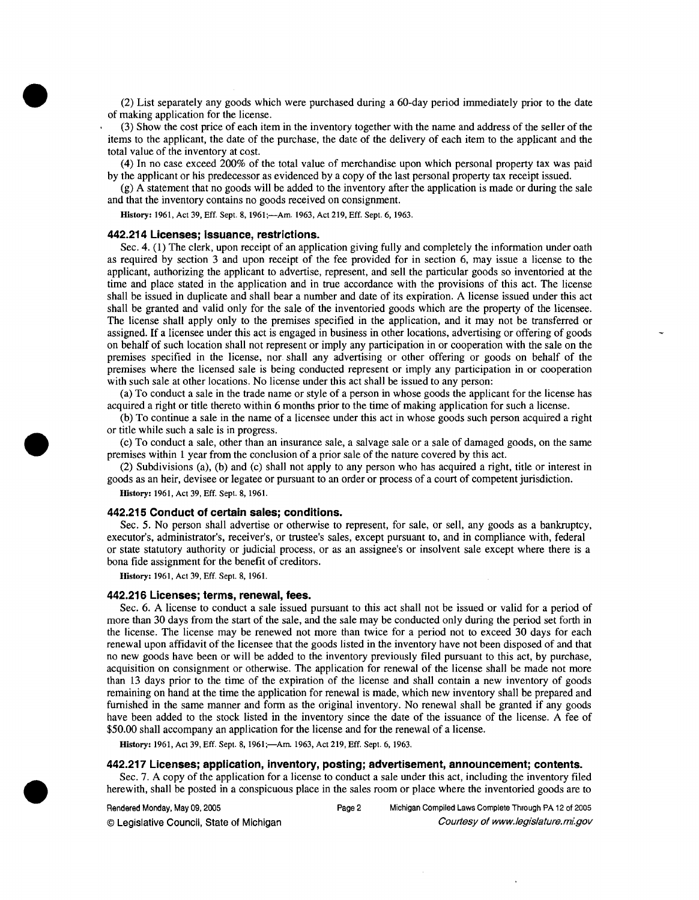(2) List separately any goods which were purchased during a 60-day period immediately prior to the date of making application for the license.

(3) Show the cost price of each item in the inventory together with the name and address of the seller of the items to the applicant, the date of the purchase, the date of the delivery of each item to the applicant and the total value of the inventory at cost.

(4) In no case exceed 200% of the total value of merchandise upon which personal property tax was paid by the applicant or his predecessor as evidenced by a copy of the last personal property tax receipt issued.

(g) A statement that no goods will be added to the inventory after the application is made or during the sale and that the inventory contains no goods received on consignment.

**History:** 1961, Act 39, Eff. Sept. 8, 1961;—Am. 1963, Act 219, Eff. Sept. 6, 1963.

### 442.214 Licenses; issuance, restrictions.

Sec. 4. (1) The clerk, upon receipt of an application giving fully and completely the information under oath as required by section 3 and upon receipt of the fee provided for in section 6, may issue a license to the applicant, authorizing the applicant to advertise, represent, and sell the particular goods so inventoried at the time and place stated in the application and in true accordance with the provisions of this act. The license shall be issued in duplicate and shall bear a number and date of its expiration. A license issued under this act shall be granted and valid only for the sale of the inventoried goods which are the property of the licensee. The license shall apply only to the premises specified in the application, and it may not be transferred or assigned. If a licensee under this act is engaged in business in other locations, advertising or offering of goods on behalf of such location shall not represent or imply any participation in or cooperation with the sale on the premises specified in the license, nor shall any advertising or other offering or goods on behalf of the premises where the licensed sale is being conducted represent or imply any participation in or cooperation with such sale at other locations. No license under this act shall be issued to any person:

(a) To conduct a sale in the trade name or style of a person in whose goods the applicant for the license has acquired a right or title thereto within 6 months prior to the time of making application for such a license.

(b) To continue a sale in the name of a licensee under this act in whose goods such person acquired a right or title while such a sale is in progress.

(c) To conduct a sale, other than an insurance sale, a salvage sale or a sale of damaged goods, on the same premises within 1 year from the conclusion of a prior sale of the nature covered by this act.

(2) Subdivisions (a), (b) and (c) shall not apply to any person who has acquired a right, title or interest in goods as an heir, devisee or legatee or pursuant to an order or process of a court of competent jurisdiction.

**History:** 1961, Act 39, Eff. Sept. 8, 1961.

### 442.215 Conduct of certain sales; conditions.

Sec. 5. No person shall advertise or otherwise to represent, for sale, or sell, any goods as a bankruptcy, executor's, administrator's, receiver's, or trustee's sales, except pursuant to, and in compliance with, federal or state statutory authority or judicial process, or as an assignee's or insolvent sale except where there is a bona fide assignment for the benefit of creditors.

**History:** 1961, Act 39, Eff. Sept. 8, 1961.

### 442.216 Licenses; terms, renewal, fees.

Sec. 6. A license to conduct a sale issued pursuant to this act shall not be issued or valid for a period of more than 30 days from the start of the sale, and the sale may be conducted only during the period set forth in the license. The license may be renewed not more than twice for a period not to exceed 30 days for each renewal upon affidavit of the licensee that the goods listed in the inventory have not been disposed of and that no new goods have been or will be added to the inventory previously filed pursuant to this act, by purchase, acquisition on consignment or otherwise. The application for renewal of the license shall be made not more than 13 days prior to the time of the expiration of the license and shall contain a new inventory of goods remaining on hand at the time the application for renewal is made, which new inventory shall be prepared and furnished in the same manner and form as the original inventory. No renewal shall be granted if any goods have been added to the stock listed in the inventory since the date of the issuance of the license. A fee of $50.00 shall accompany an application for the license and for the renewal of a license.

**History:** 1961, Act 39, Eff. Sept. 8, 1961;—Am. 1963, Act 219, Eff. Sept. 6, 1963.

### 442.217 Licenses; application, inventory, posting; advertisement, announcement; contents.

Sec. 7. A copy of the application for a license to conduct a sale under this act, including the inventory filed herewith, shall be posted in a conspicuous place in the sales room or place where the inventoried goods are to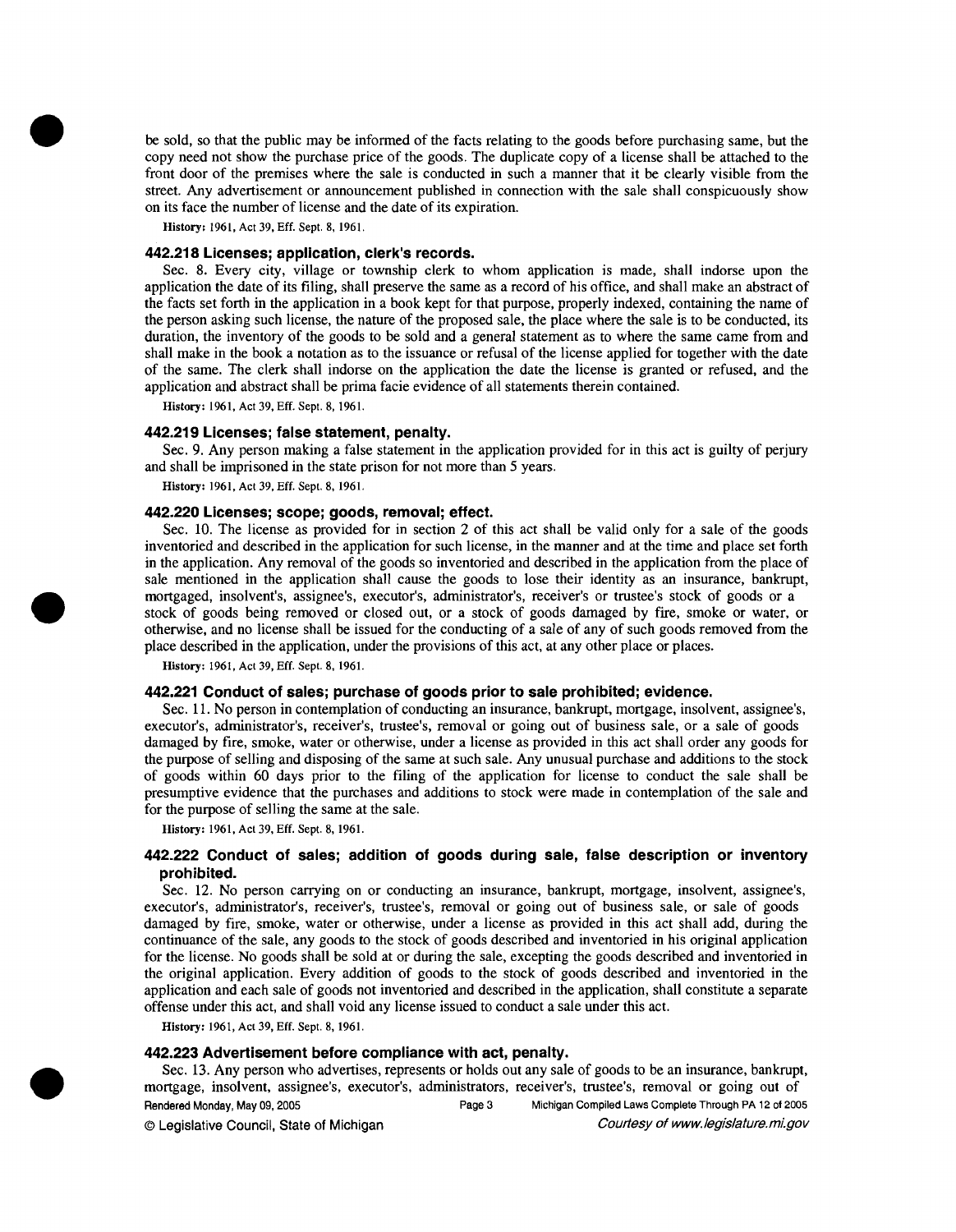be sold, so that the public may be informed of the facts relating to the goods before purchasing same, but the copy need not show the purchase price of the goods. The duplicate copy of a license shall be attached to the front door of the premises where the sale is conducted in such a manner that it be clearly visible from the street. Any advertisement or announcement published in connection with the sale shall conspicuously show on its face the number of license and the date of its expiration.

History: 1961, Act 39, Eff. Sept. 8, 1961.

### 442.218 Licenses; application, clerk's records.

Sec. 8. Every city, village or township clerk to whom application is made, shall indorse upon the application the date of its filing, shall preserve the same as a record of his office, and shall make an abstract of the facts set forth in the application in a book kept for that purpose, properly indexed, containing the name of the person asking such license, the nature of the proposed sale, the place where the sale is to be conducted, its duration, the inventory of the goods to be sold and a general statement as to where the same came from and shall make in the book a notation as to the issuance or refusal of the license applied for together with the date of the same. The clerk shall indorse on the application the date the license is granted or refused, and the application and abstract shall be prima facie evidence of all statements therein contained.

History: 1961, Act 39, Eff. Sept. 8, 1961.

### 442.219 Licenses; false statement, penalty.

Sec. 9. Any person making a false statement in the application provided for in this act is guilty of perjury and shall be imprisoned in the state prison for not more than 5 years.

History: 1961, Act 39, Eff. Sept. 8, 1961.

### 442.220 Licenses; scope; goods, removal; effect.

Sec. 10. The license as provided for in section 2 of this act shall be valid only for a sale of the goods inventoried and described in the application for such license, in the manner and at the time and place set forth in the application. Any removal of the goods so inventoried and described in the application from the place of sale mentioned in the application shall cause the goods to lose their identity as an insurance, bankrupt, mortgaged, insolvent's, assignee's, executor's, administrator's, receiver's or trustee's stock of goods or a stock of goods being removed or closed out, or a stock of goods damaged by fire, smoke or water, or otherwise, and no license shall be issued for the conducting of a sale of any of such goods removed from the place described in the application, under the provisions of this act, at any other place or places.

History: 1961, Act 39, Eff. Sept. 8, 1961.

### 442.221 Conduct of sales; purchase of goods prior to sale prohibited; evidence.

Sec. 11. No person in contemplation of conducting an insurance, bankrupt, mortgage, insolvent, assignee's, executor's, administrator's, receiver's, trustee's, removal or going out of business sale, or a sale of goods damaged by fire, smoke, water or otherwise, under a license as provided in this act shall order any goods for the purpose of selling and disposing of the same at such sale. Any unusual purchase and additions to the stock of goods within 60 days prior to the filing of the application for license to conduct the sale shall be presumptive evidence that the purchases and additions to stock were made in contemplation of the sale and for the purpose of selling the same at the sale.

History: 1961, Act 39, Eff. Sept. 8, 1961.

### 442.222 Conduct of sales; addition of goods during sale, false description or inventory prohibited.

Sec. 12. No person carrying on or conducting an insurance, bankrupt, mortgage, insolvent, assignee's, executor's, administrator's, receiver's, trustee's, removal or going out of business sale, or sale of goods damaged by fire, smoke, water or otherwise, under a license as provided in this act shall add, during the continuance of the sale, any goods to the stock of goods described and inventoried in his original application for the license. No goods shall be sold at or during the sale, excepting the goods described and inventoried in the original application. Every addition of goods to the stock of goods described and inventoried in the application and each sale of goods not inventoried and described in the application, shall constitute a separate offense under this act, and shall void any license issued to conduct a sale under this act.

History: 1961, Act 39, Eff. Sept. 8, 1961.

### 442.223 Advertisement before compliance with act, penalty.

Sec. 13. Any person who advertises, represents or holds out any sale of goods to be an insurance, bankrupt, mortgage, insolvent, assignee's, executor's, administrators, receiver's, trustee's, removal or going out of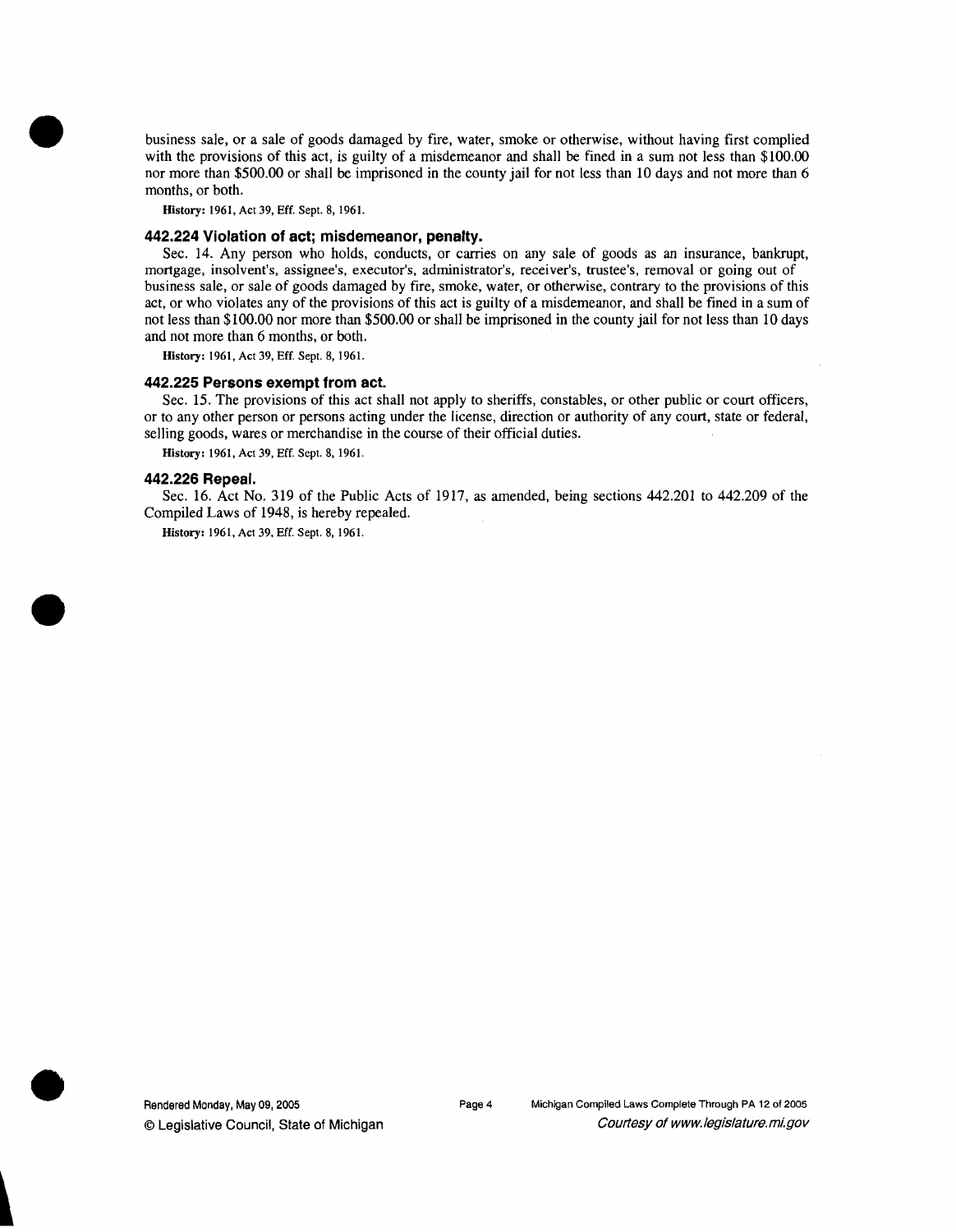business sale, or a sale of goods damaged by fire, water, smoke or otherwise, without having first complied with the provisions of this act, is guilty of a misdemeanor and shall be fined in a sum not less than $100.00 nor more than $500.00 or shall be imprisoned in the county jail for not less than 10 days and not more than 6 months, or both.

**History:** 1961, Act 39, Eff. Sept. 8, 1961.

### 442.224 Violation of act; misdemeanor, penalty.

Sec. 14. Any person who holds, conducts, or carries on any sale of goods as an insurance, bankrupt, mortgage, insolvent's, assignee's, executor's, administrator's, receiver's, trustee's, removal or going out of business sale, or sale of goods damaged by fire, smoke, water, or otherwise, contrary to the provisions of this act, or who violates any of the provisions of this act is guilty of a misdemeanor, and shall be fined in a sum of not less than $100.00 nor more than $500.00 or shall be imprisoned in the county jail for not less than 10 days and not more than 6 months, or both.

**History:** 1961, Act 39, Eff. Sept. 8, 1961.

### 442.225 Persons exempt from act.

Sec. 15. The provisions of this act shall not apply to sheriffs, constables, or other public or court officers, or to any other person or persons acting under the license, direction or authority of any court, state or federal, selling goods, wares or merchandise in the course of their official duties.

**History:** 1961, Act 39, Eff. Sept. 8, 1961.

### 442.226 Repeal.

Sec. 16. Act No. 319 of the Public Acts of 1917, as amended, being sections 442.201 to 442.209 of the Compiled Laws of 1948, is hereby repealed.

**History:** 1961, Act 39, Eff. Sept. 8, 1961.